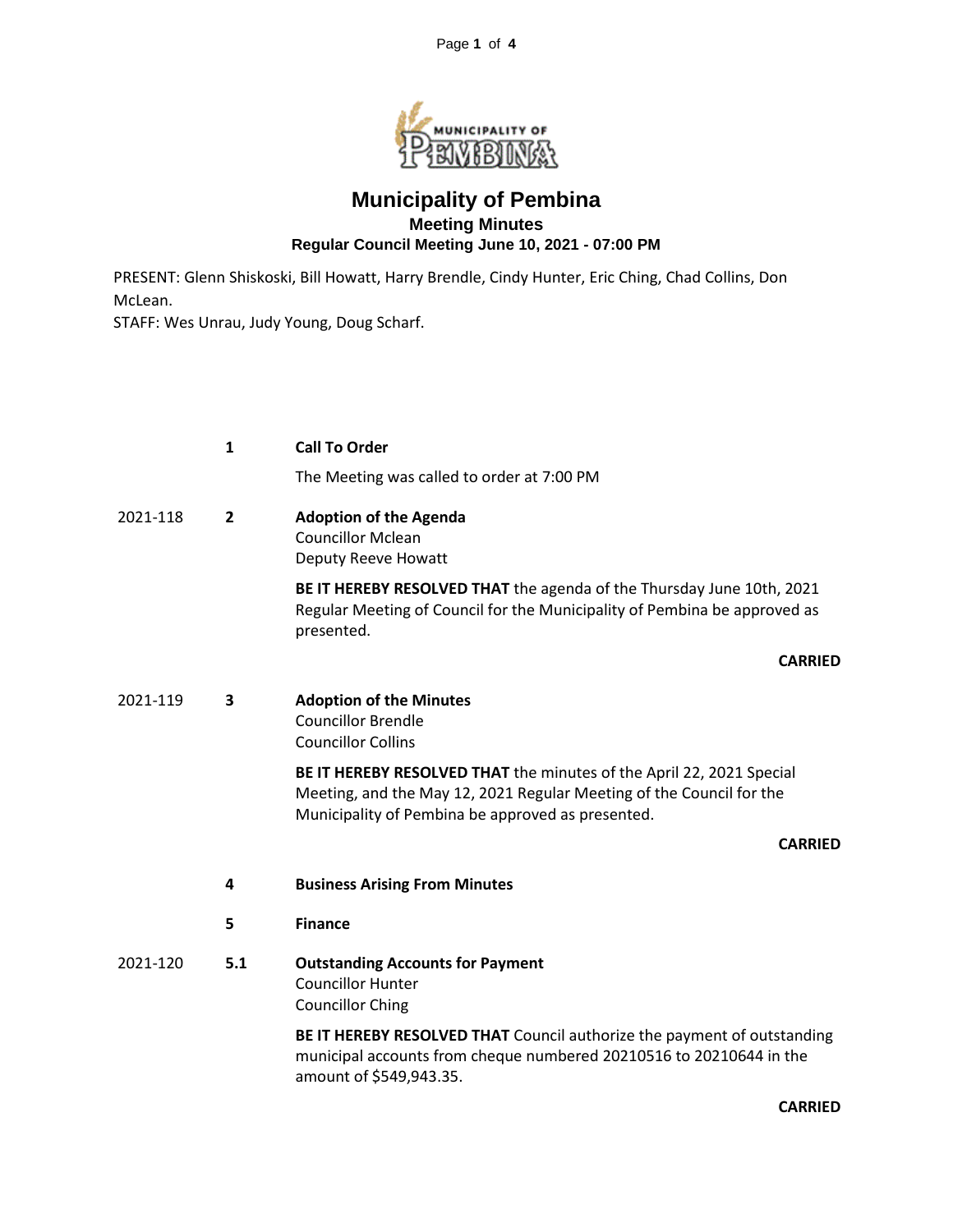# Municipality of Pembina

## Meeting Minutes

### Regular Council Meeting June 10, 2021 - 07:00 PM

PRESENT: Glenn Shiskoski, Bill Howatt, Harry Brendle, Cindy Hunter, Eric Ching, Chad Collins, Don McLean.
STAFF: Wes Unrau, Judy Young, Doug Scharf.

**1 Call To Order**

The Meeting was called to order at 7:00 PM

2021-118 **2 Adoption of the Agenda**
Councillor Mclean
Deputy Reeve Howatt

**BE IT HEREBY RESOLVED THAT** the agenda of the Thursday June 10th, 2021 Regular Meeting of Council for the Municipality of Pembina be approved as presented.

**CARRIED**

2021-119 **3 Adoption of the Minutes**
Councillor Brendle
Councillor Collins

**BE IT HEREBY RESOLVED THAT** the minutes of the April 22, 2021 Special Meeting, and the May 12, 2021 Regular Meeting of the Council for the Municipality of Pembina be approved as presented.

**CARRIED**

**4 Business Arising From Minutes**

**5 Finance**

2021-120 **5.1 Outstanding Accounts for Payment**
Councillor Hunter
Councillor Ching

**BE IT HEREBY RESOLVED THAT** Council authorize the payment of outstanding municipal accounts from cheque numbered 20210516 to 20210644 in the amount of $549,943.35.

**CARRIED**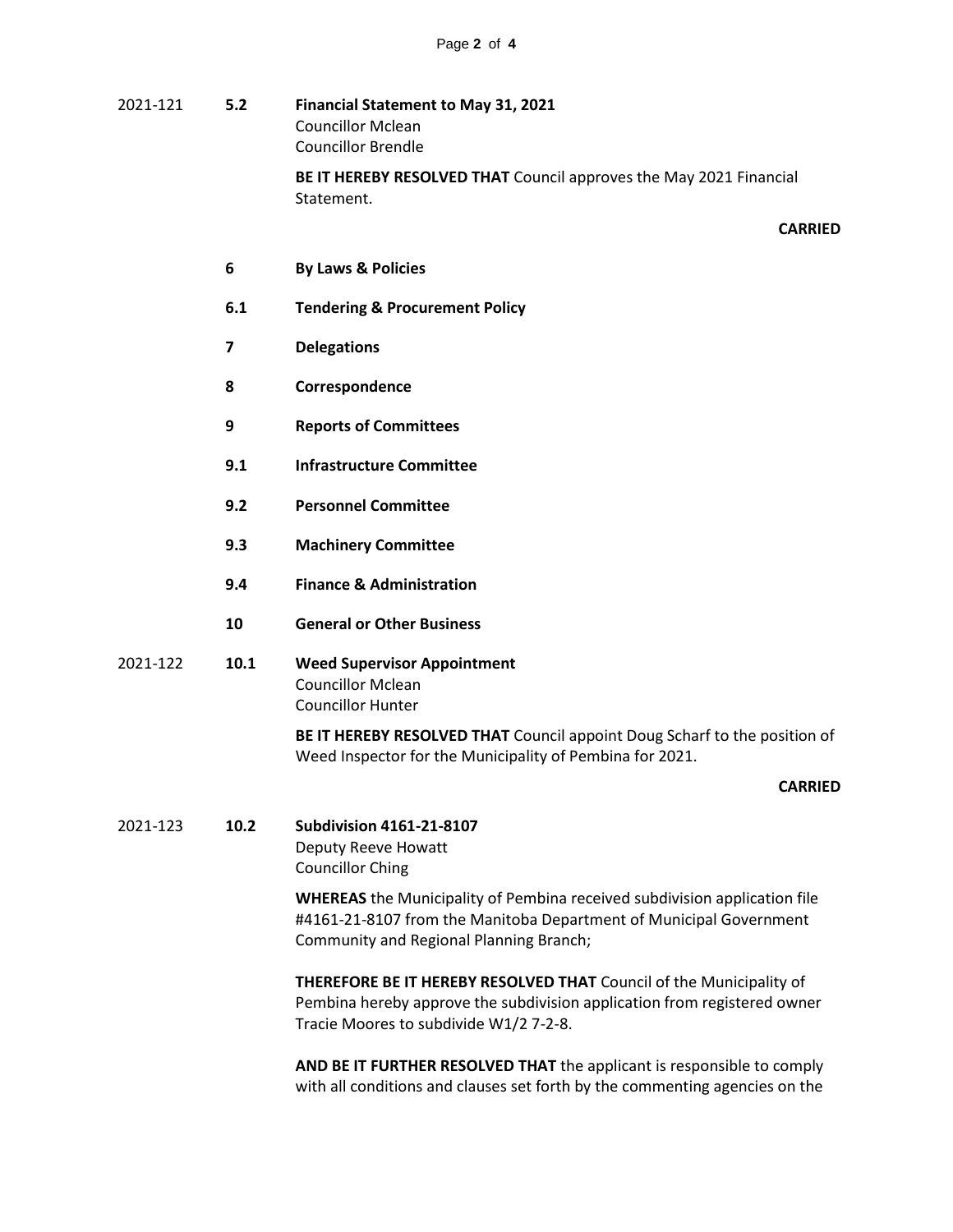2021-121 **5.2 Financial Statement to May 31, 2021**
Councillor Mclean
Councillor Brendle

**BE IT HEREBY RESOLVED THAT** Council approves the May 2021 Financial Statement.

**CARRIED**

**6 By Laws & Policies**

**6.1 Tendering & Procurement Policy**

**7 Delegations**

**8 Correspondence**

**9 Reports of Committees**

**9.1 Infrastructure Committee**

**9.2 Personnel Committee**

**9.3 Machinery Committee**

**9.4 Finance & Administration**

**10 General or Other Business**

2021-122 **10.1 Weed Supervisor Appointment**
Councillor Mclean
Councillor Hunter

**BE IT HEREBY RESOLVED THAT** Council appoint Doug Scharf to the position of Weed Inspector for the Municipality of Pembina for 2021.

**CARRIED**

2021-123 **10.2 Subdivision 4161-21-8107**
Deputy Reeve Howatt
Councillor Ching

**WHEREAS** the Municipality of Pembina received subdivision application file #4161-21-8107 from the Manitoba Department of Municipal Government Community and Regional Planning Branch;

**THEREFORE BE IT HEREBY RESOLVED THAT** Council of the Municipality of Pembina hereby approve the subdivision application from registered owner Tracie Moores to subdivide W1/2 7-2-8.

**AND BE IT FURTHER RESOLVED THAT** the applicant is responsible to comply with all conditions and clauses set forth by the commenting agencies on the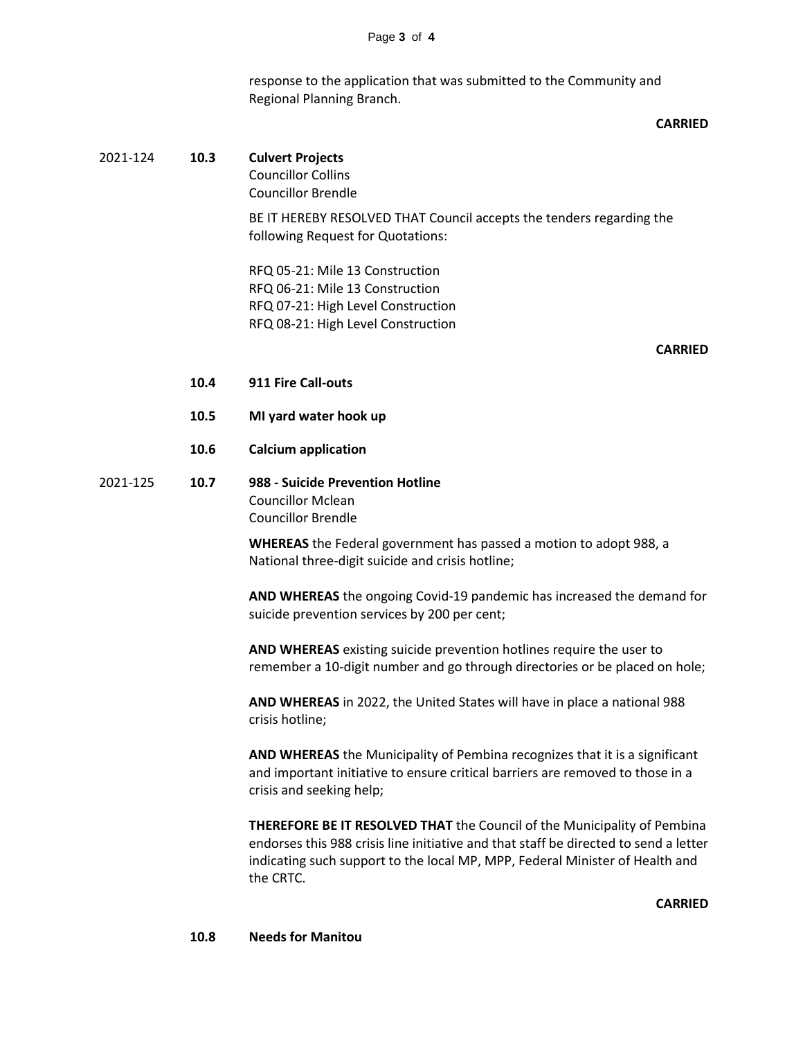response to the application that was submitted to the Community and Regional Planning Branch.

**CARRIED**

2021-124 **10.3 Culvert Projects**

Councillor Collins
Councillor Brendle

BE IT HEREBY RESOLVED THAT Council accepts the tenders regarding the following Request for Quotations:

RFQ 05-21: Mile 13 Construction
RFQ 06-21: Mile 13 Construction
RFQ 07-21: High Level Construction
RFQ 08-21: High Level Construction

**CARRIED**

**10.4 911 Fire Call-outs**

**10.5 MI yard water hook up**

**10.6 Calcium application**

2021-125 **10.7 988 - Suicide Prevention Hotline**

Councillor Mclean
Councillor Brendle

**WHEREAS** the Federal government has passed a motion to adopt 988, a National three-digit suicide and crisis hotline;

**AND WHEREAS** the ongoing Covid-19 pandemic has increased the demand for suicide prevention services by 200 per cent;

**AND WHEREAS** existing suicide prevention hotlines require the user to remember a 10-digit number and go through directories or be placed on hole;

**AND WHEREAS** in 2022, the United States will have in place a national 988 crisis hotline;

**AND WHEREAS** the Municipality of Pembina recognizes that it is a significant and important initiative to ensure critical barriers are removed to those in a crisis and seeking help;

**THEREFORE BE IT RESOLVED THAT** the Council of the Municipality of Pembina endorses this 988 crisis line initiative and that staff be directed to send a letter indicating such support to the local MP, MPP, Federal Minister of Health and the CRTC.

**CARRIED**

**10.8 Needs for Manitou**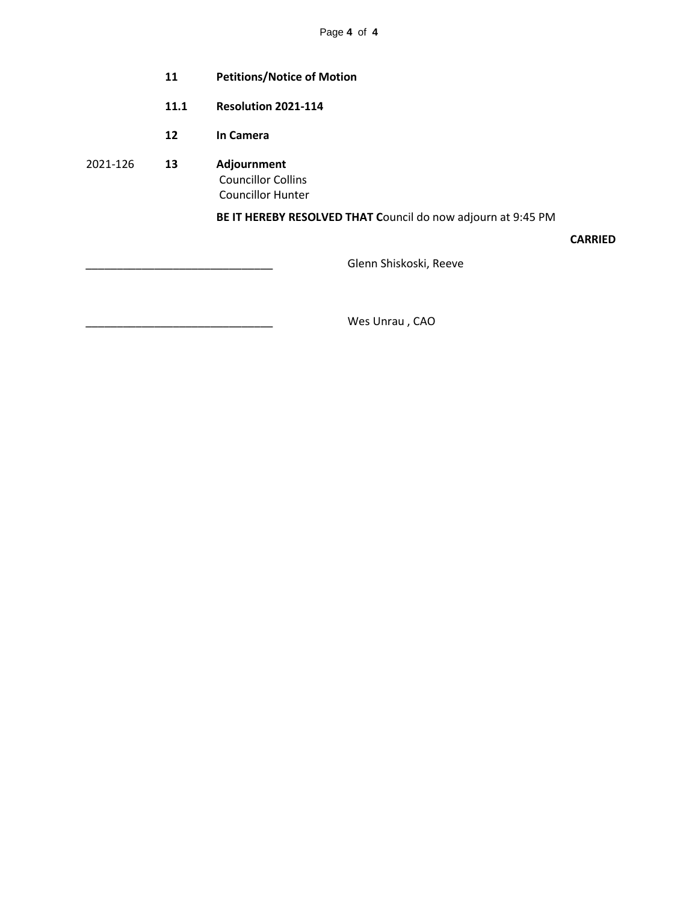**11** **Petitions/Notice of Motion**

**11.1** **Resolution 2021-114**

**12** **In Camera**

2021-126 **13** **Adjournment**
Councillor Collins
Councillor Hunter

**BE IT HEREBY RESOLVED THAT C**ouncil do now adjourn at 9:45 PM

**CARRIED**

______________________________ Glenn Shiskoski, Reeve

______________________________ Wes Unrau , CAO